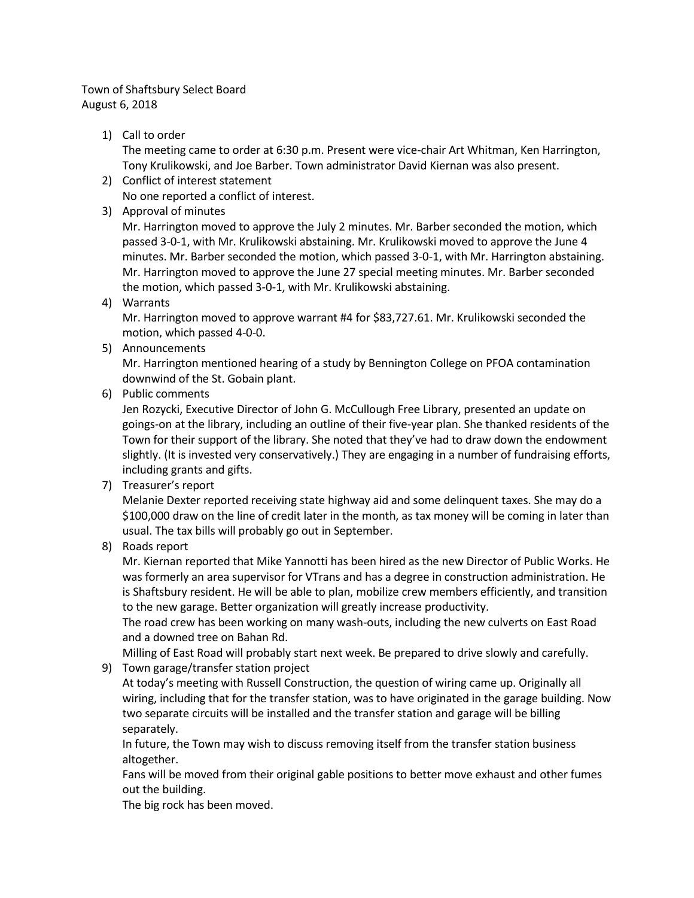Town of Shaftsbury Select Board
August 6, 2018

1) Call to order
   The meeting came to order at 6:30 p.m. Present were vice-chair Art Whitman, Ken Harrington, Tony Krulikowski, and Joe Barber. Town administrator David Kiernan was also present.
2) Conflict of interest statement
   No one reported a conflict of interest.
3) Approval of minutes
   Mr. Harrington moved to approve the July 2 minutes. Mr. Barber seconded the motion, which passed 3-0-1, with Mr. Krulikowski abstaining. Mr. Krulikowski moved to approve the June 4 minutes. Mr. Barber seconded the motion, which passed 3-0-1, with Mr. Harrington abstaining. Mr. Harrington moved to approve the June 27 special meeting minutes. Mr. Barber seconded the motion, which passed 3-0-1, with Mr. Krulikowski abstaining.
4) Warrants
   Mr. Harrington moved to approve warrant #4 for $83,727.61. Mr. Krulikowski seconded the motion, which passed 4-0-0.
5) Announcements
   Mr. Harrington mentioned hearing of a study by Bennington College on PFOA contamination downwind of the St. Gobain plant.
6) Public comments
   Jen Rozycki, Executive Director of John G. McCullough Free Library, presented an update on goings-on at the library, including an outline of their five-year plan. She thanked residents of the Town for their support of the library. She noted that they've had to draw down the endowment slightly. (It is invested very conservatively.) They are engaging in a number of fundraising efforts, including grants and gifts.
7) Treasurer's report
   Melanie Dexter reported receiving state highway aid and some delinquent taxes. She may do a $100,000 draw on the line of credit later in the month, as tax money will be coming in later than usual. The tax bills will probably go out in September.
8) Roads report
   Mr. Kiernan reported that Mike Yannotti has been hired as the new Director of Public Works. He was formerly an area supervisor for VTrans and has a degree in construction administration. He is Shaftsbury resident. He will be able to plan, mobilize crew members efficiently, and transition to the new garage. Better organization will greatly increase productivity.
   The road crew has been working on many wash-outs, including the new culverts on East Road and a downed tree on Bahan Rd.
   Milling of East Road will probably start next week. Be prepared to drive slowly and carefully.
9) Town garage/transfer station project
   At today's meeting with Russell Construction, the question of wiring came up. Originally all wiring, including that for the transfer station, was to have originated in the garage building. Now two separate circuits will be installed and the transfer station and garage will be billing separately.
   In future, the Town may wish to discuss removing itself from the transfer station business altogether.
   Fans will be moved from their original gable positions to better move exhaust and other fumes out the building.
   The big rock has been moved.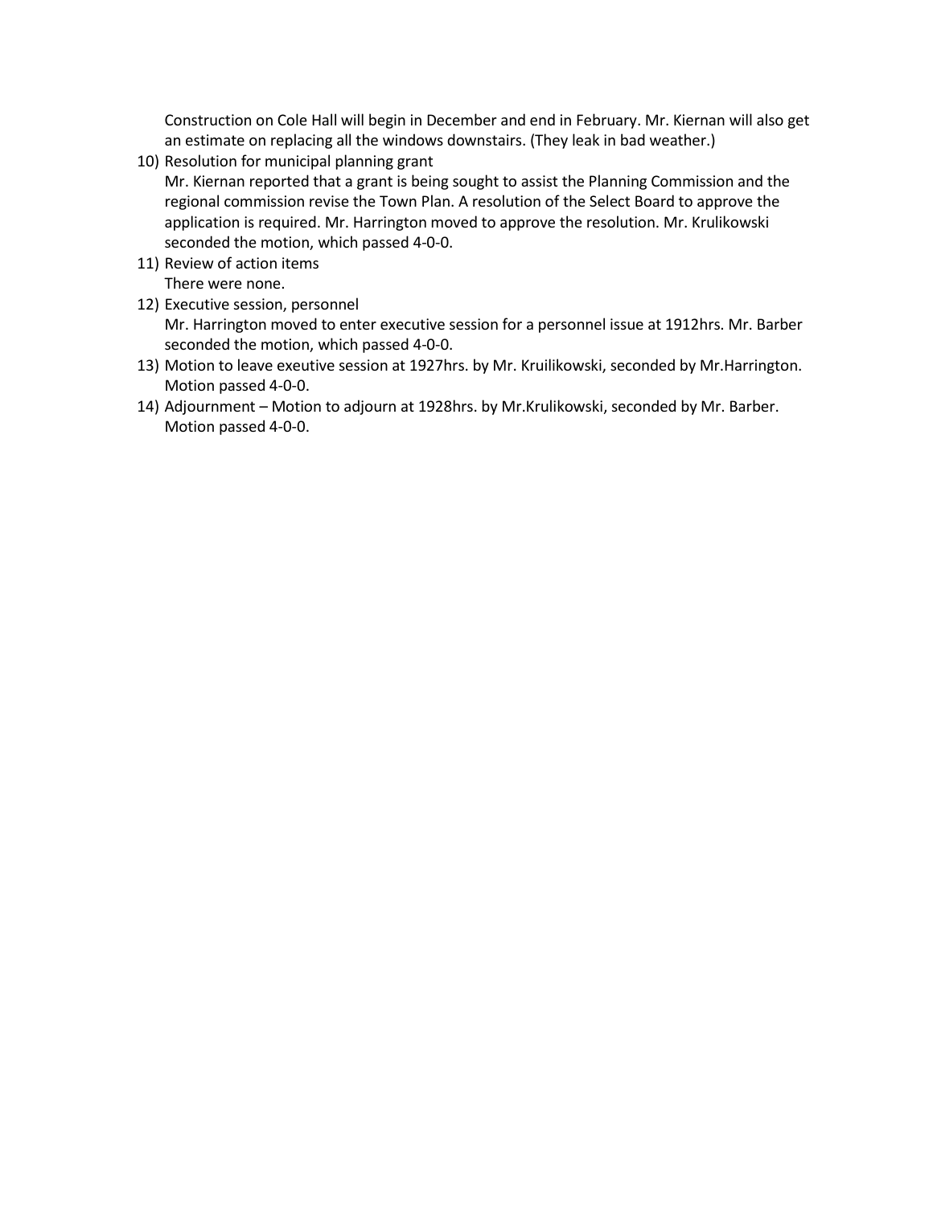Construction on Cole Hall will begin in December and end in February. Mr. Kiernan will also get an estimate on replacing all the windows downstairs. (They leak in bad weather.)

10) Resolution for municipal planning grant
    Mr. Kiernan reported that a grant is being sought to assist the Planning Commission and the regional commission revise the Town Plan. A resolution of the Select Board to approve the application is required. Mr. Harrington moved to approve the resolution. Mr. Krulikowski seconded the motion, which passed 4-0-0.
11) Review of action items
    There were none.
12) Executive session, personnel
    Mr. Harrington moved to enter executive session for a personnel issue at 1912hrs. Mr. Barber seconded the motion, which passed 4-0-0.
13) Motion to leave exeutive session at 1927hrs. by Mr. Kruilikowski, seconded by Mr.Harrington. Motion passed 4-0-0.
14) Adjournment – Motion to adjourn at 1928hrs. by Mr.Krulikowski, seconded by Mr. Barber. Motion passed 4-0-0.